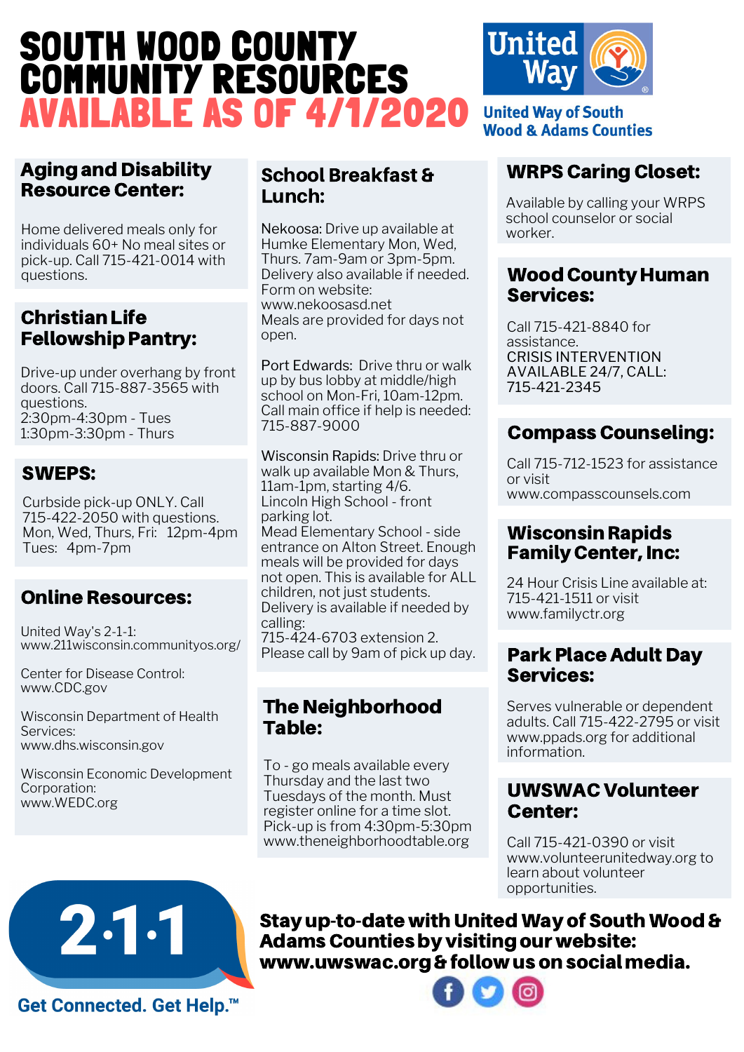# SOUTH WOOD COUNTY COMMUNITY RESOURCES AVAILABLE AS OF 4/1/2020

United Way

United Way of South Wood & Adams Counties

## Aging and Disability Resource Center:

Home delivered meals only for individuals 60+ No meal sites or pick-up. Call 715-421-0014 with questions.

## Christian Life Fellowship Pantry:

Drive-up under overhang by front doors. Call 715-887-3565 with questions.
2:30pm-4:30pm - Tues
1:30pm-3:30pm - Thurs

## SWEPS:

Curbside pick-up ONLY. Call 715-422-2050 with questions.
Mon, Wed, Thurs, Fri: 12pm-4pm
Tues: 4pm-7pm

## Online Resources:

United Way's 2-1-1:
www.211wisconsin.communityos.org/

Center for Disease Control:
www.CDC.gov

Wisconsin Department of Health Services:
www.dhs.wisconsin.gov

Wisconsin Economic Development Corporation:
www.WEDC.org

## School Breakfast & Lunch:

Nekoosa: Drive up available at Humke Elementary Mon, Wed, Thurs. 7am-9am or 3pm-5pm. Delivery also available if needed. Form on website: www.nekoosasd.net
Meals are provided for days not open.

Port Edwards: Drive thru or walk up by bus lobby at middle/high school on Mon-Fri, 10am-12pm. Call main office if help is needed: 715-887-9000

Wisconsin Rapids: Drive thru or walk up available Mon & Thurs, 11am-1pm, starting 4/6.
Lincoln High School - front parking lot.
Mead Elementary School - side entrance on Alton Street. Enough meals will be provided for days not open. This is available for ALL children, not just students. Delivery is available if needed by calling:
715-424-6703 extension 2.
Please call by 9am of pick up day.

## The Neighborhood Table:

To - go meals available every Thursday and the last two Tuesdays of the month. Must register online for a time slot. Pick-up is from 4:30pm-5:30pm
www.theneighborhoodtable.org

## WRPS Caring Closet:

Available by calling your WRPS school counselor or social worker.

## Wood County Human Services:

Call 715-421-8840 for assistance.
CRISIS INTERVENTION AVAILABLE 24/7, CALL: 715-421-2345

## Compass Counseling:

Call 715-712-1523 for assistance or visit www.compasscounsels.com

## Wisconsin Rapids Family Center, Inc:

24 Hour Crisis Line available at: 715-421-1511 or visit www.familyctr.org

## Park Place Adult Day Services:

Serves vulnerable or dependent adults. Call 715-422-2795 or visit www.ppads.org for additional information.

## UWSWAC Volunteer Center:

Call 715-421-0390 or visit www.volunteerunitedway.org to learn about volunteer opportunities.

2·1·1

Get Connected. Get Help.™

**Stay up-to-date with United Way of South Wood & Adams Counties by visiting our website: www.uwswac.org & follow us on social media.**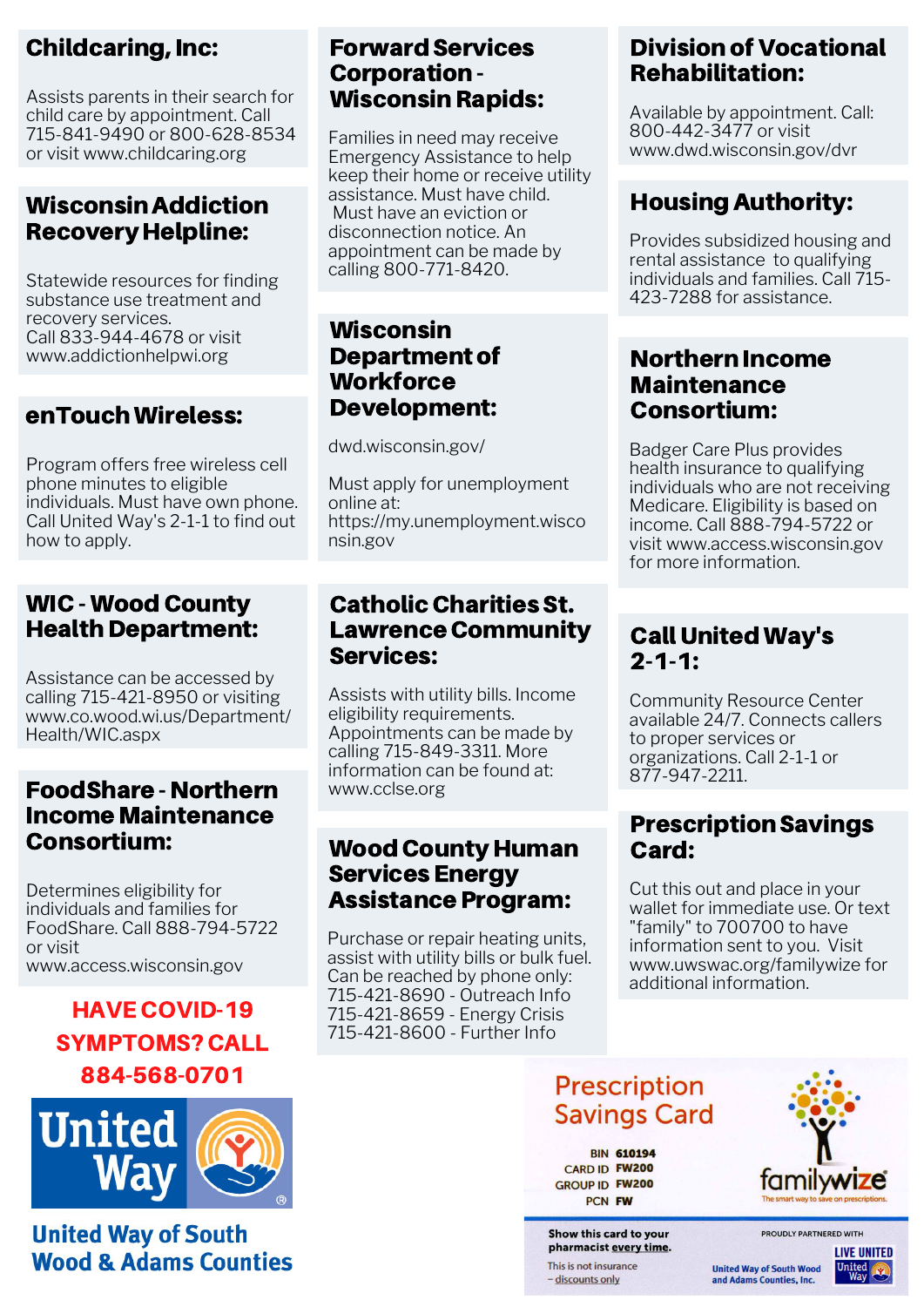## Childcaring, Inc:

Assists parents in their search for child care by appointment. Call 715-841-9490 or 800-628-8534 or visit www.childcaring.org

## Wisconsin Addiction Recovery Helpline:

Statewide resources for finding substance use treatment and recovery services.
Call 833-944-4678 or visit www.addictionhelpwi.org

## enTouch Wireless:

Program offers free wireless cell phone minutes to eligible individuals. Must have own phone. Call United Way's 2-1-1 to find out how to apply.

## WIC - Wood County Health Department:

Assistance can be accessed by calling 715-421-8950 or visiting www.co.wood.wi.us/Department/Health/WIC.aspx

## FoodShare - Northern Income Maintenance Consortium:

Determines eligibility for individuals and families for FoodShare. Call 888-794-5722 or visit www.access.wisconsin.gov

**HAVE COVID-19 SYMPTOMS? CALL 884-568-0701**

United Way

**United Way of South Wood & Adams Counties**

## Forward Services Corporation - Wisconsin Rapids:

Families in need may receive Emergency Assistance to help keep their home or receive utility assistance. Must have child. Must have an eviction or disconnection notice. An appointment can be made by calling 800-771-8420.

## Wisconsin Department of Workforce Development:

dwd.wisconsin.gov/

Must apply for unemployment online at: https://my.unemployment.wisconsin.gov

## Catholic Charities St. Lawrence Community Services:

Assists with utility bills. Income eligibility requirements. Appointments can be made by calling 715-849-3311. More information can be found at: www.cclse.org

## Wood County Human Services Energy Assistance Program:

Purchase or repair heating units, assist with utility bills or bulk fuel. Can be reached by phone only:
715-421-8690 - Outreach Info
715-421-8659 - Energy Crisis
715-421-8600 - Further Info

## Division of Vocational Rehabilitation:

Available by appointment. Call: 800-442-3477 or visit www.dwd.wisconsin.gov/dvr

## Housing Authority:

Provides subsidized housing and rental assistance to qualifying individuals and families. Call 715-423-7288 for assistance.

## Northern Income Maintenance Consortium:

Badger Care Plus provides health insurance to qualifying individuals who are not receiving Medicare. Eligibility is based on income. Call 888-794-5722 or visit www.access.wisconsin.gov for more information.

## Call United Way's 2-1-1:

Community Resource Center available 24/7. Connects callers to proper services or organizations. Call 2-1-1 or 877-947-2211.

## Prescription Savings Card:

Cut this out and place in your wallet for immediate use. Or text "family" to 700700 to have information sent to you. Visit www.uwswac.org/familywize for additional information.

---

**Prescription Savings Card**

BIN 610194
CARD ID FW200
GROUP ID FW200
PCN FW

familywize
The smart way to save on prescriptions.

Show this card to your pharmacist every time.
This is not insurance – discounts only

PROUDLY PARTNERED WITH
United Way of South Wood and Adams Counties, Inc.
LIVE UNITED